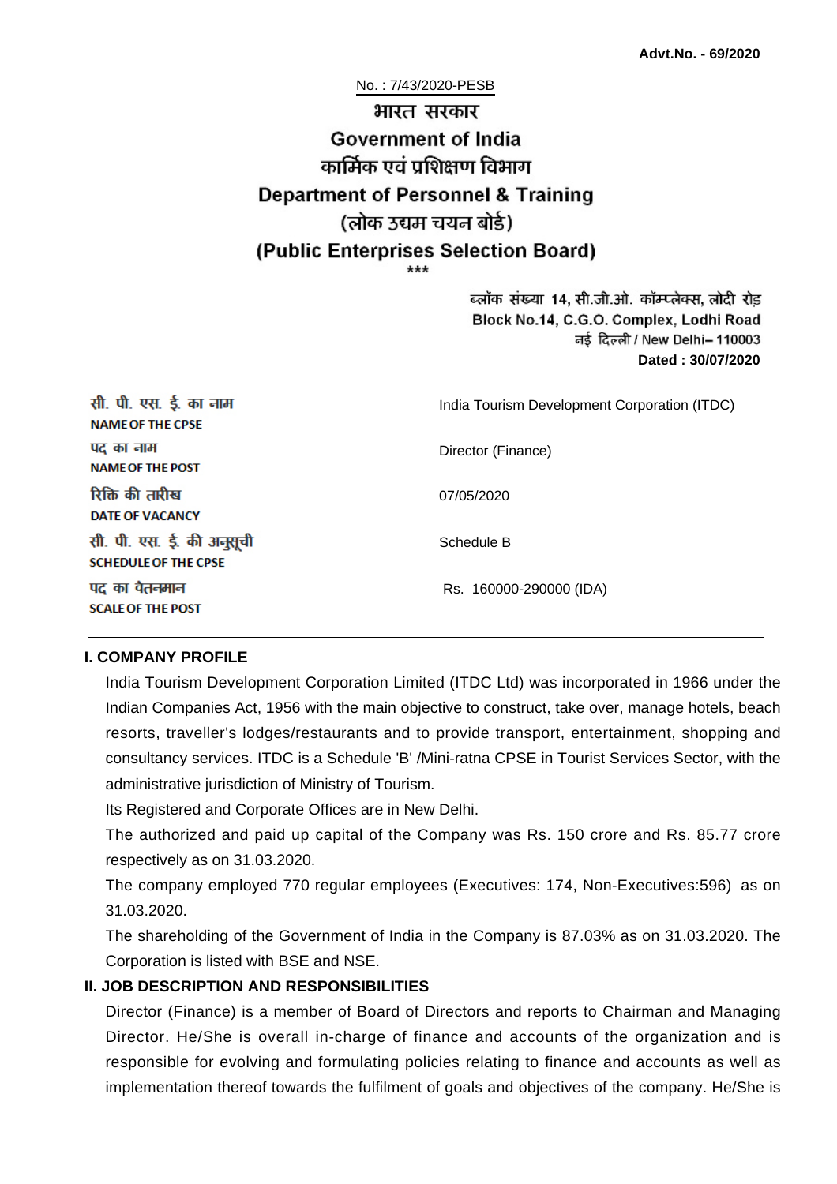**Advt.No. - 69/2020**

No. : 7/43/2020-PESB

# भारत सरकार
# Government of India
## कार्मिक एवं प्रशिक्षण विभाग
## Department of Personnel & Training
## (लोक उद्यम चयन बोर्ड)
## (Public Enterprises Selection Board)

\*\*\*

ब्लॉक संख्या 14, सी.जी.ओ. कॉम्प्लेक्स, लोदी रोड
Block No.14, C.G.O. Complex, Lodhi Road
नई दिल्ली / New Delhi– 110003
**Dated : 30/07/2020**

| | |
|---|---|
| सी. पी. एस. ई. का नाम<br>**NAME OF THE CPSE** | India Tourism Development Corporation (ITDC) |
| पद का नाम<br>**NAME OF THE POST** | Director (Finance) |
| रिक्ति की तारीख<br>**DATE OF VACANCY** | 07/05/2020 |
| सी. पी. एस. ई. की अनुसूची<br>**SCHEDULE OF THE CPSE** | Schedule B |
| पद का वेतनमान<br>**SCALE OF THE POST** | Rs. 160000-290000 (IDA) |

### I. COMPANY PROFILE

India Tourism Development Corporation Limited (ITDC Ltd) was incorporated in 1966 under the Indian Companies Act, 1956 with the main objective to construct, take over, manage hotels, beach resorts, traveller's lodges/restaurants and to provide transport, entertainment, shopping and consultancy services. ITDC is a Schedule 'B' /Mini-ratna CPSE in Tourist Services Sector, with the administrative jurisdiction of Ministry of Tourism.

Its Registered and Corporate Offices are in New Delhi.

The authorized and paid up capital of the Company was Rs. 150 crore and Rs. 85.77 crore respectively as on 31.03.2020.

The company employed 770 regular employees (Executives: 174, Non-Executives:596) as on 31.03.2020.

The shareholding of the Government of India in the Company is 87.03% as on 31.03.2020. The Corporation is listed with BSE and NSE.

### II. JOB DESCRIPTION AND RESPONSIBILITIES

Director (Finance) is a member of Board of Directors and reports to Chairman and Managing Director. He/She is overall in-charge of finance and accounts of the organization and is responsible for evolving and formulating policies relating to finance and accounts as well as implementation thereof towards the fulfilment of goals and objectives of the company. He/She is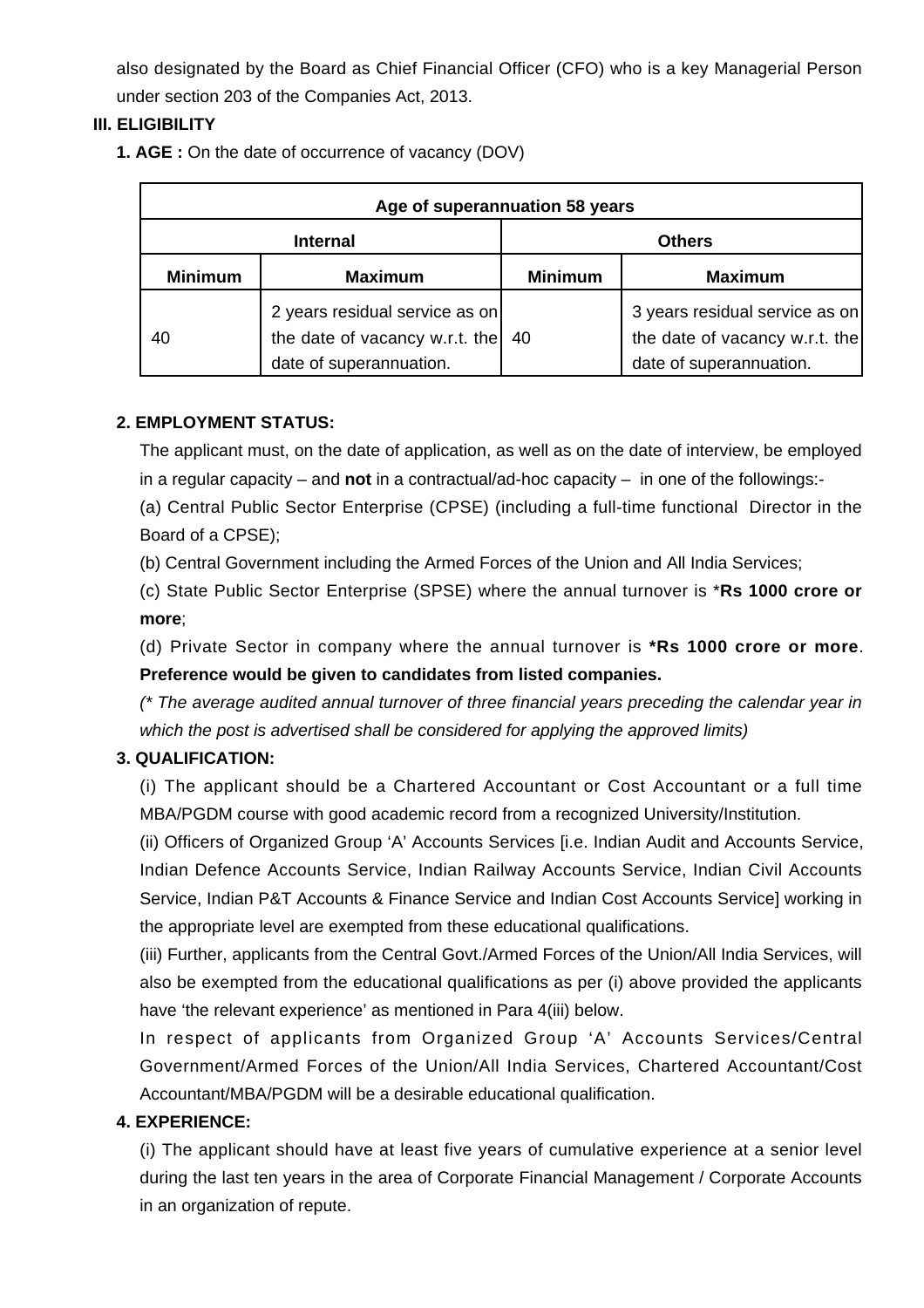also designated by the Board as Chief Financial Officer (CFO) who is a key Managerial Person under section 203 of the Companies Act, 2013.

## III. ELIGIBILITY

**1. AGE :** On the date of occurrence of vacancy (DOV)

| Age of superannuation 58 years | | | |
|---|---|---|---|
| **Internal** | | **Others** | |
| **Minimum** | **Maximum** | **Minimum** | **Maximum** |
| 40 | 2 years residual service as on the date of vacancy w.r.t. the date of superannuation. | 40 | 3 years residual service as on the date of vacancy w.r.t. the date of superannuation. |

**2. EMPLOYMENT STATUS:**

The applicant must, on the date of application, as well as on the date of interview, be employed in a regular capacity – and **not** in a contractual/ad-hoc capacity – in one of the followings:-

(a) Central Public Sector Enterprise (CPSE) (including a full-time functional Director in the Board of a CPSE);

(b) Central Government including the Armed Forces of the Union and All India Services;

(c) State Public Sector Enterprise (SPSE) where the annual turnover is \***Rs 1000 crore or more**;

(d) Private Sector in company where the annual turnover is **\*Rs 1000 crore or more**. **Preference would be given to candidates from listed companies.**

*(\* The average audited annual turnover of three financial years preceding the calendar year in which the post is advertised shall be considered for applying the approved limits)*

**3. QUALIFICATION:**

(i) The applicant should be a Chartered Accountant or Cost Accountant or a full time MBA/PGDM course with good academic record from a recognized University/Institution.

(ii) Officers of Organized Group 'A' Accounts Services [i.e. Indian Audit and Accounts Service, Indian Defence Accounts Service, Indian Railway Accounts Service, Indian Civil Accounts Service, Indian P&T Accounts & Finance Service and Indian Cost Accounts Service] working in the appropriate level are exempted from these educational qualifications.

(iii) Further, applicants from the Central Govt./Armed Forces of the Union/All India Services, will also be exempted from the educational qualifications as per (i) above provided the applicants have 'the relevant experience' as mentioned in Para 4(iii) below.

In respect of applicants from Organized Group 'A' Accounts Services/Central Government/Armed Forces of the Union/All India Services, Chartered Accountant/Cost Accountant/MBA/PGDM will be a desirable educational qualification.

**4. EXPERIENCE:**

(i) The applicant should have at least five years of cumulative experience at a senior level during the last ten years in the area of Corporate Financial Management / Corporate Accounts in an organization of repute.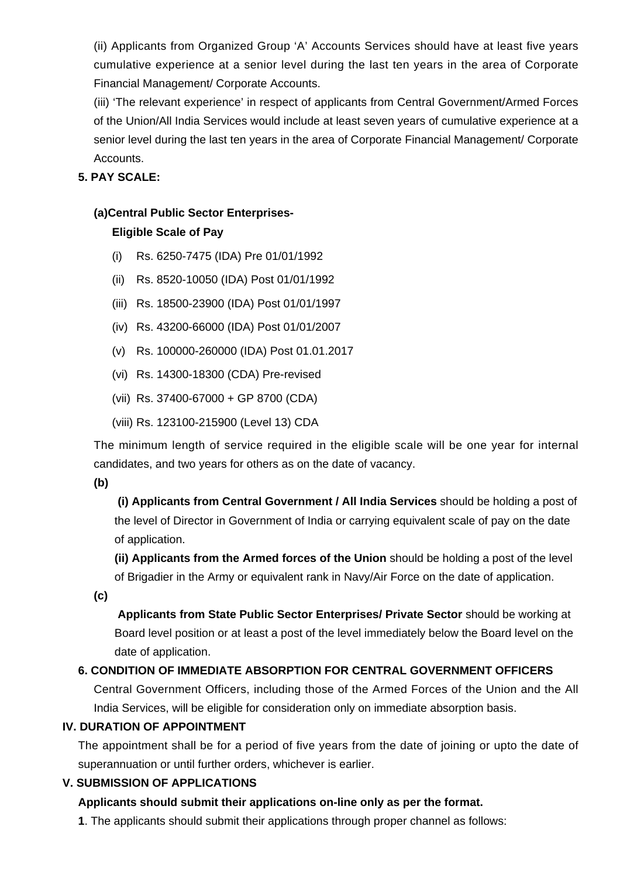(ii) Applicants from Organized Group 'A' Accounts Services should have at least five years cumulative experience at a senior level during the last ten years in the area of Corporate Financial Management/ Corporate Accounts.

(iii) 'The relevant experience' in respect of applicants from Central Government/Armed Forces of the Union/All India Services would include at least seven years of cumulative experience at a senior level during the last ten years in the area of Corporate Financial Management/ Corporate Accounts.

**5. PAY SCALE:**

**(a)Central Public Sector Enterprises-**

**Eligible Scale of Pay**

(i) Rs. 6250-7475 (IDA) Pre 01/01/1992

(ii) Rs. 8520-10050 (IDA) Post 01/01/1992

(iii) Rs. 18500-23900 (IDA) Post 01/01/1997

(iv) Rs. 43200-66000 (IDA) Post 01/01/2007

(v) Rs. 100000-260000 (IDA) Post 01.01.2017

(vi) Rs. 14300-18300 (CDA) Pre-revised

(vii) Rs. 37400-67000 + GP 8700 (CDA)

(viii) Rs. 123100-215900 (Level 13) CDA

The minimum length of service required in the eligible scale will be one year for internal candidates, and two years for others as on the date of vacancy.

**(b)**

**(i) Applicants from Central Government / All India Services** should be holding a post of the level of Director in Government of India or carrying equivalent scale of pay on the date of application.

**(ii) Applicants from the Armed forces of the Union** should be holding a post of the level of Brigadier in the Army or equivalent rank in Navy/Air Force on the date of application.

**(c)**

**Applicants from State Public Sector Enterprises/ Private Sector** should be working at Board level position or at least a post of the level immediately below the Board level on the date of application.

**6. CONDITION OF IMMEDIATE ABSORPTION FOR CENTRAL GOVERNMENT OFFICERS**

Central Government Officers, including those of the Armed Forces of the Union and the All India Services, will be eligible for consideration only on immediate absorption basis.

**IV. DURATION OF APPOINTMENT**

The appointment shall be for a period of five years from the date of joining or upto the date of superannuation or until further orders, whichever is earlier.

**V. SUBMISSION OF APPLICATIONS**

**Applicants should submit their applications on-line only as per the format.**

**1**. The applicants should submit their applications through proper channel as follows: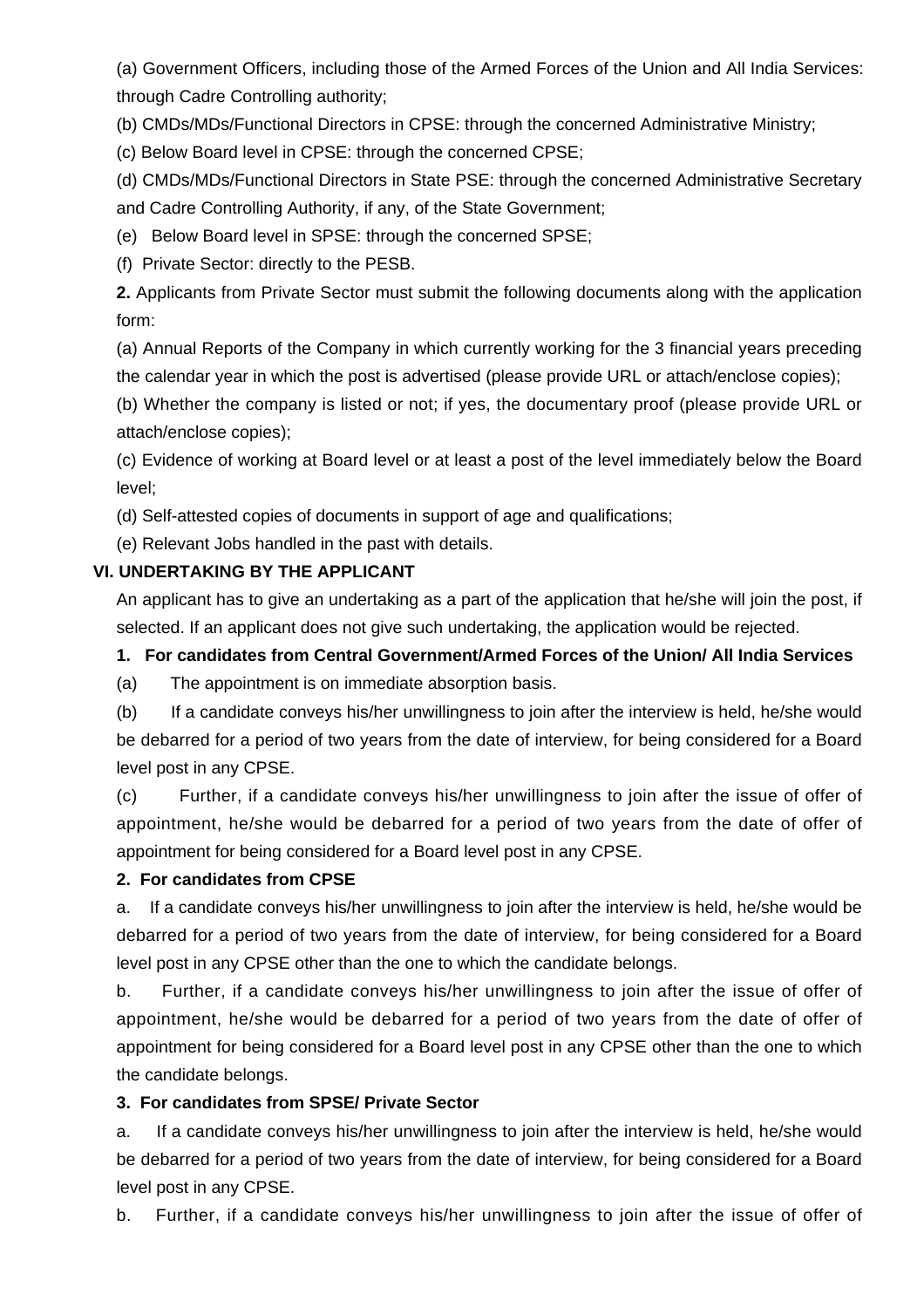(a) Government Officers, including those of the Armed Forces of the Union and All India Services: through Cadre Controlling authority;

(b) CMDs/MDs/Functional Directors in CPSE: through the concerned Administrative Ministry;

(c) Below Board level in CPSE: through the concerned CPSE;

(d) CMDs/MDs/Functional Directors in State PSE: through the concerned Administrative Secretary and Cadre Controlling Authority, if any, of the State Government;

(e) Below Board level in SPSE: through the concerned SPSE;

(f) Private Sector: directly to the PESB.

**2.** Applicants from Private Sector must submit the following documents along with the application form:

(a) Annual Reports of the Company in which currently working for the 3 financial years preceding the calendar year in which the post is advertised (please provide URL or attach/enclose copies);

(b) Whether the company is listed or not; if yes, the documentary proof (please provide URL or attach/enclose copies);

(c) Evidence of working at Board level or at least a post of the level immediately below the Board level;

(d) Self-attested copies of documents in support of age and qualifications;

(e) Relevant Jobs handled in the past with details.

## VI. UNDERTAKING BY THE APPLICANT

An applicant has to give an undertaking as a part of the application that he/she will join the post, if selected. If an applicant does not give such undertaking, the application would be rejected.

**1. For candidates from Central Government/Armed Forces of the Union/ All India Services**

(a) The appointment is on immediate absorption basis.

(b) If a candidate conveys his/her unwillingness to join after the interview is held, he/she would be debarred for a period of two years from the date of interview, for being considered for a Board level post in any CPSE.

(c) Further, if a candidate conveys his/her unwillingness to join after the issue of offer of appointment, he/she would be debarred for a period of two years from the date of offer of appointment for being considered for a Board level post in any CPSE.

**2. For candidates from CPSE**

a. If a candidate conveys his/her unwillingness to join after the interview is held, he/she would be debarred for a period of two years from the date of interview, for being considered for a Board level post in any CPSE other than the one to which the candidate belongs.

b. Further, if a candidate conveys his/her unwillingness to join after the issue of offer of appointment, he/she would be debarred for a period of two years from the date of offer of appointment for being considered for a Board level post in any CPSE other than the one to which the candidate belongs.

**3. For candidates from SPSE/ Private Sector**

a. If a candidate conveys his/her unwillingness to join after the interview is held, he/she would be debarred for a period of two years from the date of interview, for being considered for a Board level post in any CPSE.

b. Further, if a candidate conveys his/her unwillingness to join after the issue of offer of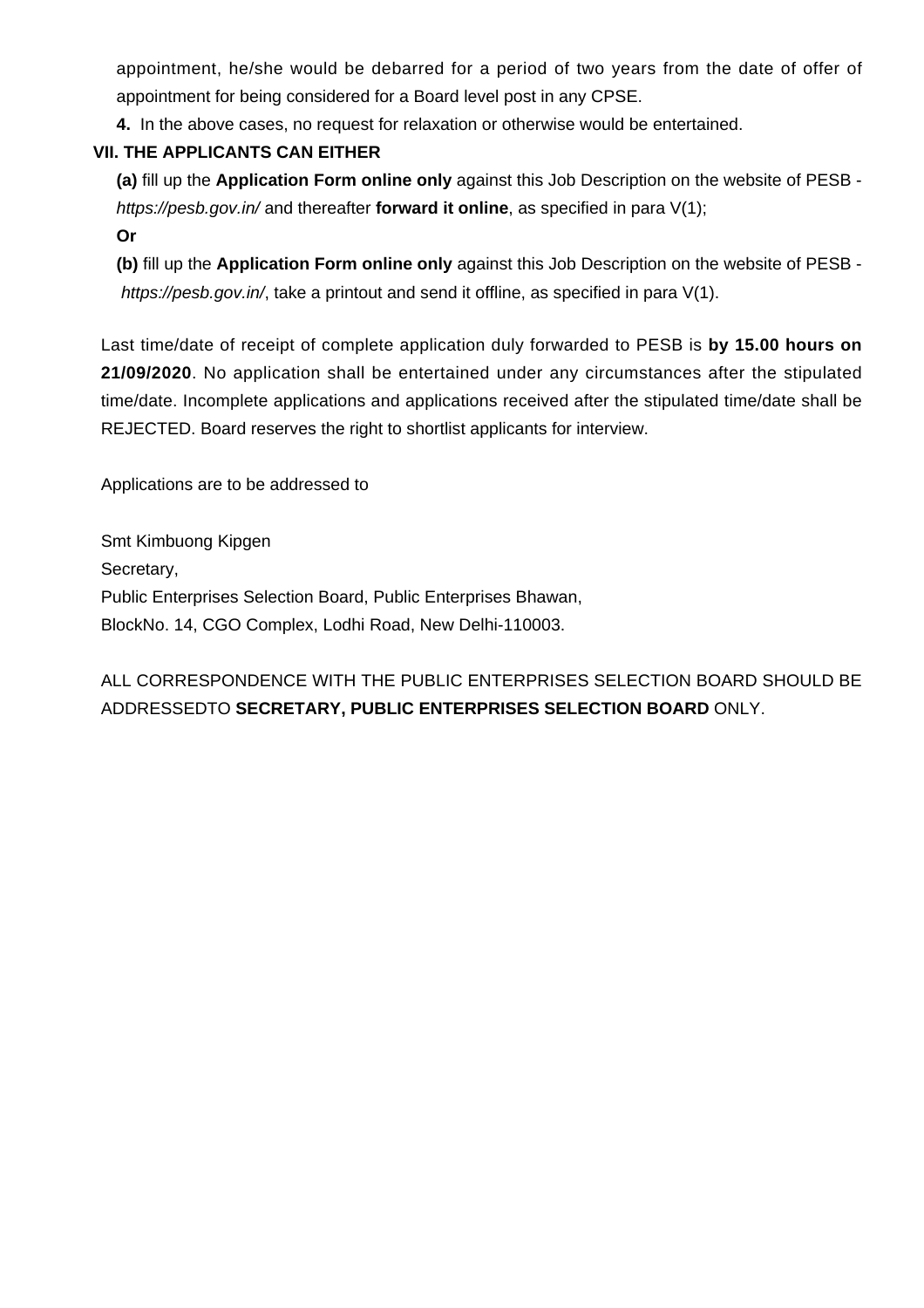appointment, he/she would be debarred for a period of two years from the date of offer of appointment for being considered for a Board level post in any CPSE.

**4.** In the above cases, no request for relaxation or otherwise would be entertained.

**VII. THE APPLICANTS CAN EITHER**

**(a)** fill up the **Application Form online only** against this Job Description on the website of PESB - *https://pesb.gov.in/* and thereafter **forward it online**, as specified in para V(1);

**Or**

**(b)** fill up the **Application Form online only** against this Job Description on the website of PESB - *https://pesb.gov.in/*, take a printout and send it offline, as specified in para V(1).

Last time/date of receipt of complete application duly forwarded to PESB is **by 15.00 hours on 21/09/2020**. No application shall be entertained under any circumstances after the stipulated time/date. Incomplete applications and applications received after the stipulated time/date shall be REJECTED. Board reserves the right to shortlist applicants for interview.

Applications are to be addressed to

Smt Kimbuong Kipgen
Secretary,
Public Enterprises Selection Board, Public Enterprises Bhawan,
BlockNo. 14, CGO Complex, Lodhi Road, New Delhi-110003.

ALL CORRESPONDENCE WITH THE PUBLIC ENTERPRISES SELECTION BOARD SHOULD BE ADDRESSEDTO **SECRETARY, PUBLIC ENTERPRISES SELECTION BOARD** ONLY.